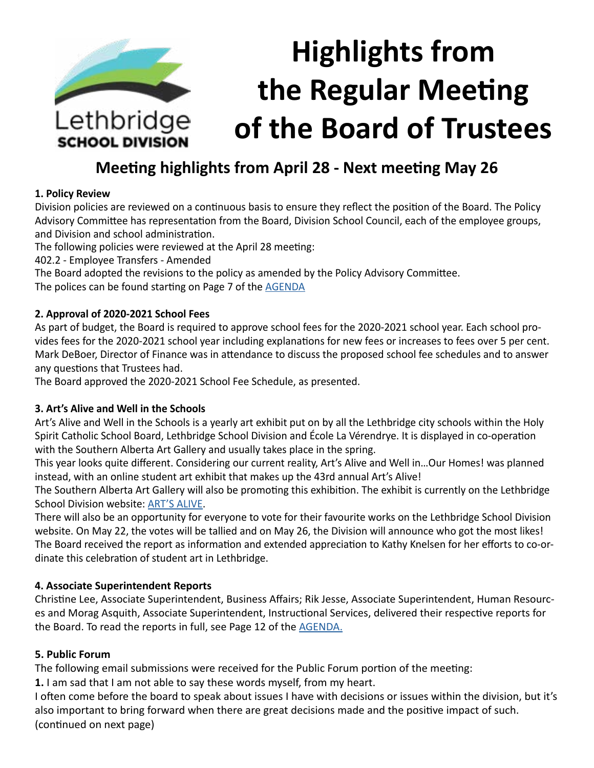Lethbridge SCHOOL DIVISION

# Highlights from the Regular Meeting of the Board of Trustees

## Meeting highlights from April 28 - Next meeting May 26

**1. Policy Review**

Division policies are reviewed on a continuous basis to ensure they reflect the position of the Board. The Policy Advisory Committee has representation from the Board, Division School Council, each of the employee groups, and Division and school administration.

The following policies were reviewed at the April 28 meeting:

402.2 - Employee Transfers - Amended

The Board adopted the revisions to the policy as amended by the Policy Advisory Committee.

The polices can be found starting on Page 7 of the AGENDA

**2. Approval of 2020-2021 School Fees**

As part of budget, the Board is required to approve school fees for the 2020-2021 school year. Each school provides fees for the 2020-2021 school year including explanations for new fees or increases to fees over 5 per cent. Mark DeBoer, Director of Finance was in attendance to discuss the proposed school fee schedules and to answer any questions that Trustees had.

The Board approved the 2020-2021 School Fee Schedule, as presented.

**3. Art's Alive and Well in the Schools**

Art's Alive and Well in the Schools is a yearly art exhibit put on by all the Lethbridge city schools within the Holy Spirit Catholic School Board, Lethbridge School Division and École La Vérendrye. It is displayed in co-operation with the Southern Alberta Art Gallery and usually takes place in the spring.

This year looks quite different. Considering our current reality, Art's Alive and Well in…Our Homes! was planned instead, with an online student art exhibit that makes up the 43rd annual Art's Alive!

The Southern Alberta Art Gallery will also be promoting this exhibition. The exhibit is currently on the Lethbridge School Division website: ART'S ALIVE.

There will also be an opportunity for everyone to vote for their favourite works on the Lethbridge School Division website. On May 22, the votes will be tallied and on May 26, the Division will announce who got the most likes!

The Board received the report as information and extended appreciation to Kathy Knelsen for her efforts to co-ordinate this celebration of student art in Lethbridge.

**4. Associate Superintendent Reports**

Christine Lee, Associate Superintendent, Business Affairs; Rik Jesse, Associate Superintendent, Human Resources and Morag Asquith, Associate Superintendent, Instructional Services, delivered their respective reports for the Board. To read the reports in full, see Page 12 of the AGENDA.

**5. Public Forum**

The following email submissions were received for the Public Forum portion of the meeting:

**1.** I am sad that I am not able to say these words myself, from my heart.

I often come before the board to speak about issues I have with decisions or issues within the division, but it's also important to bring forward when there are great decisions made and the positive impact of such.

(continued on next page)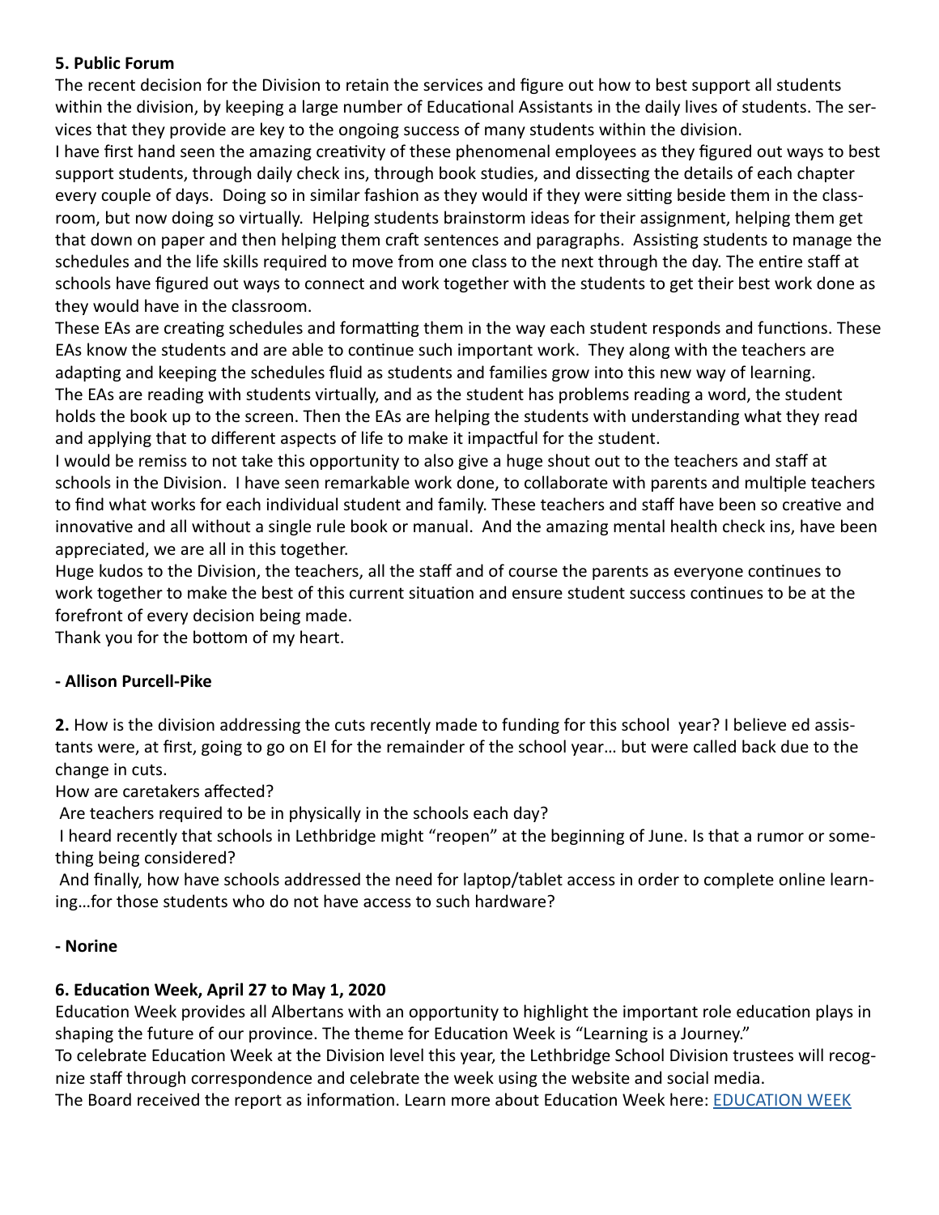**5. Public Forum**

The recent decision for the Division to retain the services and figure out how to best support all students within the division, by keeping a large number of Educational Assistants in the daily lives of students. The services that they provide are key to the ongoing success of many students within the division.

I have first hand seen the amazing creativity of these phenomenal employees as they figured out ways to best support students, through daily check ins, through book studies, and dissecting the details of each chapter every couple of days. Doing so in similar fashion as they would if they were sitting beside them in the classroom, but now doing so virtually. Helping students brainstorm ideas for their assignment, helping them get that down on paper and then helping them craft sentences and paragraphs. Assisting students to manage the schedules and the life skills required to move from one class to the next through the day. The entire staff at schools have figured out ways to connect and work together with the students to get their best work done as they would have in the classroom.

These EAs are creating schedules and formatting them in the way each student responds and functions. These EAs know the students and are able to continue such important work. They along with the teachers are adapting and keeping the schedules fluid as students and families grow into this new way of learning.

The EAs are reading with students virtually, and as the student has problems reading a word, the student holds the book up to the screen. Then the EAs are helping the students with understanding what they read and applying that to different aspects of life to make it impactful for the student.

I would be remiss to not take this opportunity to also give a huge shout out to the teachers and staff at schools in the Division. I have seen remarkable work done, to collaborate with parents and multiple teachers to find what works for each individual student and family. These teachers and staff have been so creative and innovative and all without a single rule book or manual. And the amazing mental health check ins, have been appreciated, we are all in this together.

Huge kudos to the Division, the teachers, all the staff and of course the parents as everyone continues to work together to make the best of this current situation and ensure student success continues to be at the forefront of every decision being made.

Thank you for the bottom of my heart.

**- Allison Purcell-Pike**

**2.** How is the division addressing the cuts recently made to funding for this school year? I believe ed assistants were, at first, going to go on EI for the remainder of the school year… but were called back due to the change in cuts.

How are caretakers affected?

Are teachers required to be in physically in the schools each day?

I heard recently that schools in Lethbridge might "reopen" at the beginning of June. Is that a rumor or something being considered?

And finally, how have schools addressed the need for laptop/tablet access in order to complete online learning…for those students who do not have access to such hardware?

**- Norine**

**6. Education Week, April 27 to May 1, 2020**

Education Week provides all Albertans with an opportunity to highlight the important role education plays in shaping the future of our province. The theme for Education Week is "Learning is a Journey."

To celebrate Education Week at the Division level this year, the Lethbridge School Division trustees will recognize staff through correspondence and celebrate the week using the website and social media.

The Board received the report as information. Learn more about Education Week here: EDUCATION WEEK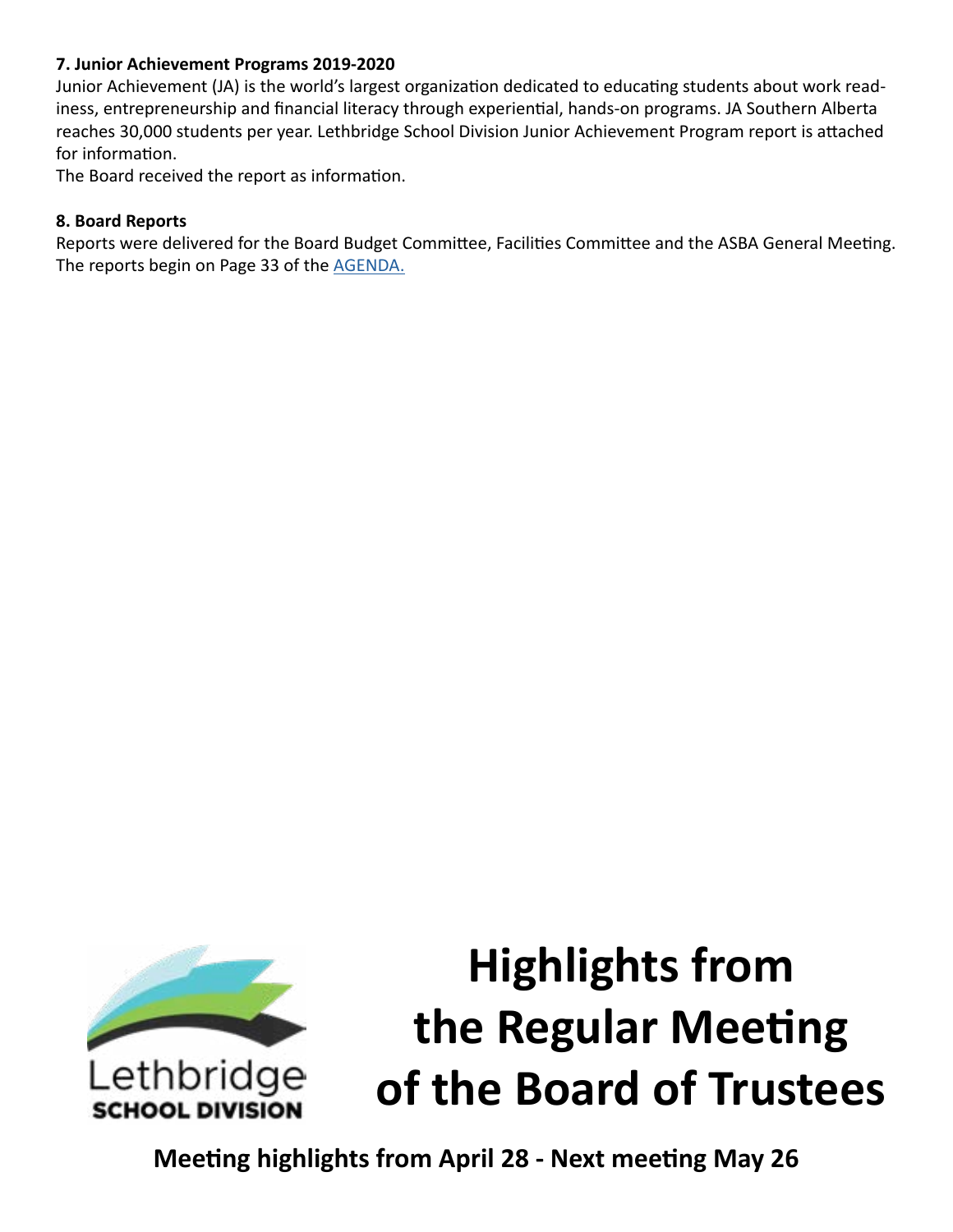**7. Junior Achievement Programs 2019-2020**

Junior Achievement (JA) is the world's largest organization dedicated to educating students about work readiness, entrepreneurship and financial literacy through experiential, hands-on programs. JA Southern Alberta reaches 30,000 students per year. Lethbridge School Division Junior Achievement Program report is attached for information.

The Board received the report as information.

**8. Board Reports**

Reports were delivered for the Board Budget Committee, Facilities Committee and the ASBA General Meeting. The reports begin on Page 33 of the AGENDA.

Lethbridge
SCHOOL DIVISION

# Highlights from the Regular Meeting of the Board of Trustees

**Meeting highlights from April 28 - Next meeting May 26**